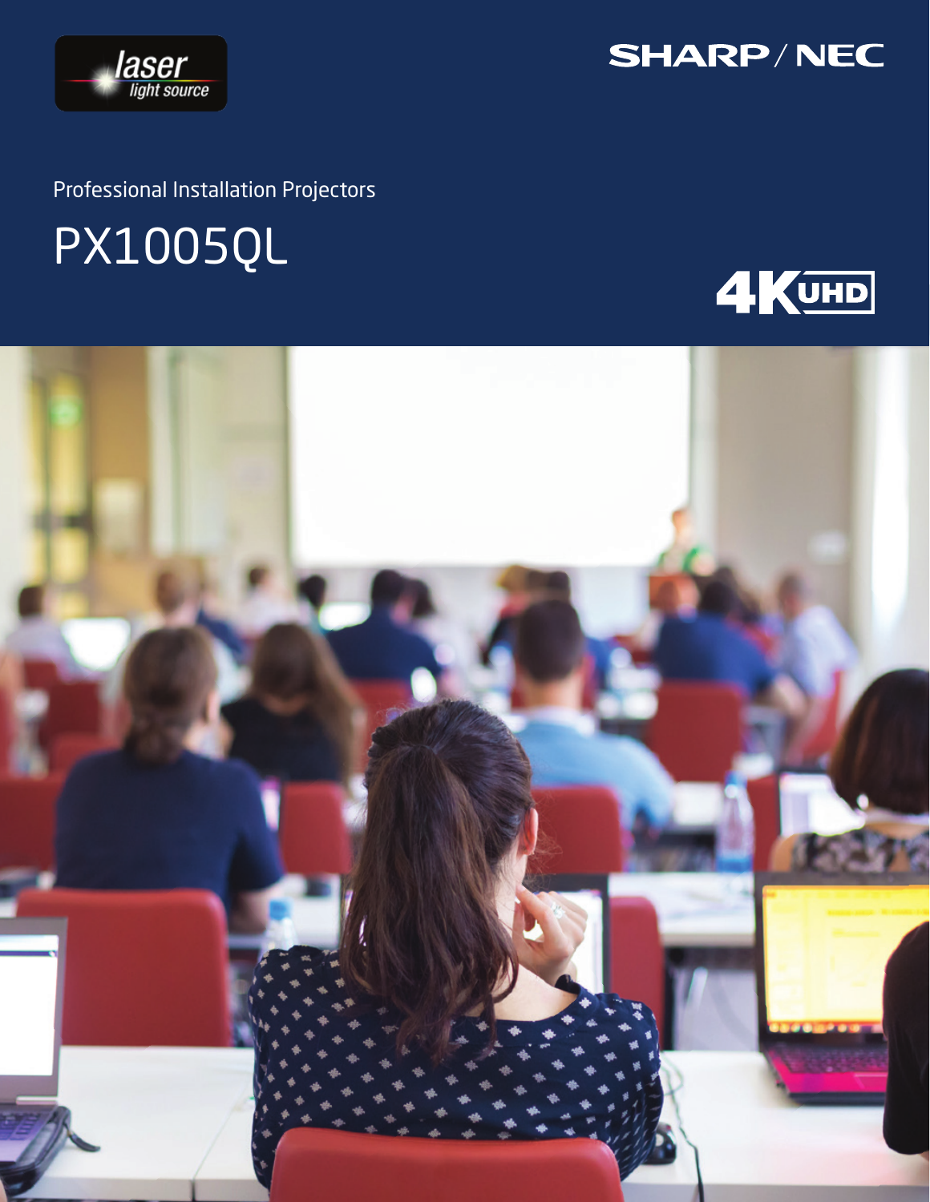laser light source

SHARP/NEC

Professional Installation Projectors

# PX1005QL

4K UHD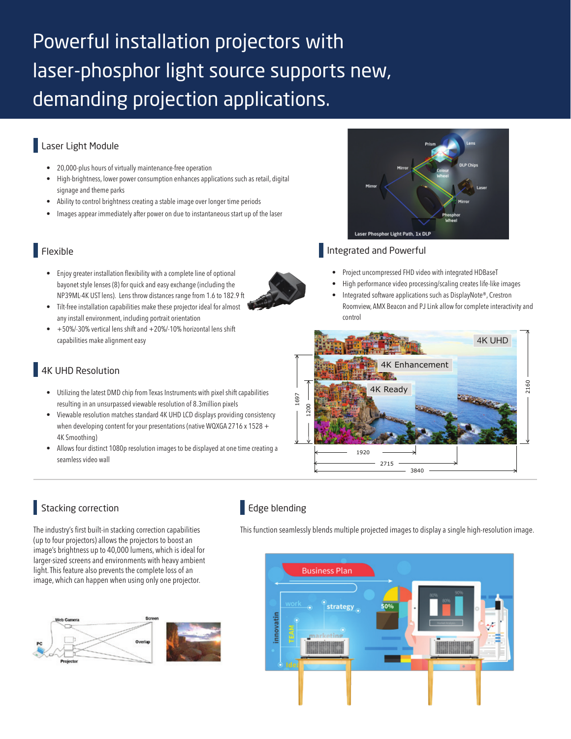# Powerful installation projectors with laser-phosphor light source supports new, demanding projection applications.

## Laser Light Module

- 20,000-plus hours of virtually maintenance-free operation
- High-brightness, lower power consumption enhances applications such as retail, digital signage and theme parks
- Ability to control brightness creating a stable image over longer time periods
- Images appear immediately after power on due to instantaneous start up of the laser

Laser Phosphor Light Path, 1x DLP

## Flexible

- Enjoy greater installation flexibility with a complete line of optional bayonet style lenses (8) for quick and easy exchange (including the NP39ML-4K UST lens). Lens throw distances range from 1.6 to 182.9 ft
- Tilt-free installation capabilities make these projector ideal for almost any install environment, including portrait orientation
- +50%/-30% vertical lens shift and +20%/-10% horizontal lens shift capabilities make alignment easy

## Integrated and Powerful

- Project uncompressed FHD video with integrated HDBaseT
- High performance video processing/scaling creates life-like images
- Integrated software applications such as DisplayNote®, Crestron Roomview, AMX Beacon and PJ Link allow for complete interactivity and control

## 4K UHD Resolution

- Utilizing the latest DMD chip from Texas Instruments with pixel shift capabilities resulting in an unsurpassed viewable resolution of 8.3million pixels
- Viewable resolution matches standard 4K UHD LCD displays providing consistency when developing content for your presentations (native WQXGA 2716 x 1528 + 4K Smoothing)
- Allows four distinct 1080p resolution images to be displayed at one time creating a seamless video wall

## Stacking correction

The industry's first built-in stacking correction capabilities (up to four projectors) allows the projectors to boost an image's brightness up to 40,000 lumens, which is ideal for larger-sized screens and environments with heavy ambient light. This feature also prevents the complete loss of an image, which can happen when using only one projector.

## Edge blending

This function seamlessly blends multiple projected images to display a single high-resolution image.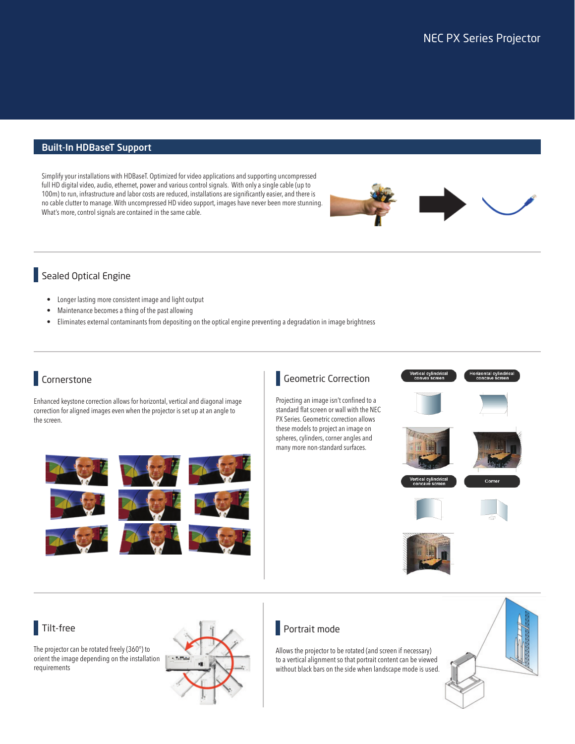NEC PX Series Projector

## Built-In HDBaseT Support

Simplify your installations with HDBaseT. Optimized for video applications and supporting uncompressed full HD digital video, audio, ethernet, power and various control signals. With only a single cable (up to 100m) to run, infrastructure and labor costs are reduced, installations are significantly easier, and there is no cable clutter to manage. With uncompressed HD video support, images have never been more stunning. What's more, control signals are contained in the same cable.

## Sealed Optical Engine

- Longer lasting more consistent image and light output
- Maintenance becomes a thing of the past allowing
- Eliminates external contaminants from depositing on the optical engine preventing a degradation in image brightness

## Cornerstone

Enhanced keystone correction allows for horizontal, vertical and diagonal image correction for aligned images even when the projector is set up at an angle to the screen.

## Geometric Correction

Projecting an image isn't confined to a standard flat screen or wall with the NEC PX Series. Geometric correction allows these models to project an image on spheres, cylinders, corner angles and many more non-standard surfaces.

Vertical cylindrical convex screen

Horizontal cylindrical concave screen

Vertical cylindrical concave screen

Corner

## Tilt-free

The projector can be rotated freely (360°) to orient the image depending on the installation requirements

## Portrait mode

Allows the projector to be rotated (and screen if necessary) to a vertical alignment so that portrait content can be viewed without black bars on the side when landscape mode is used.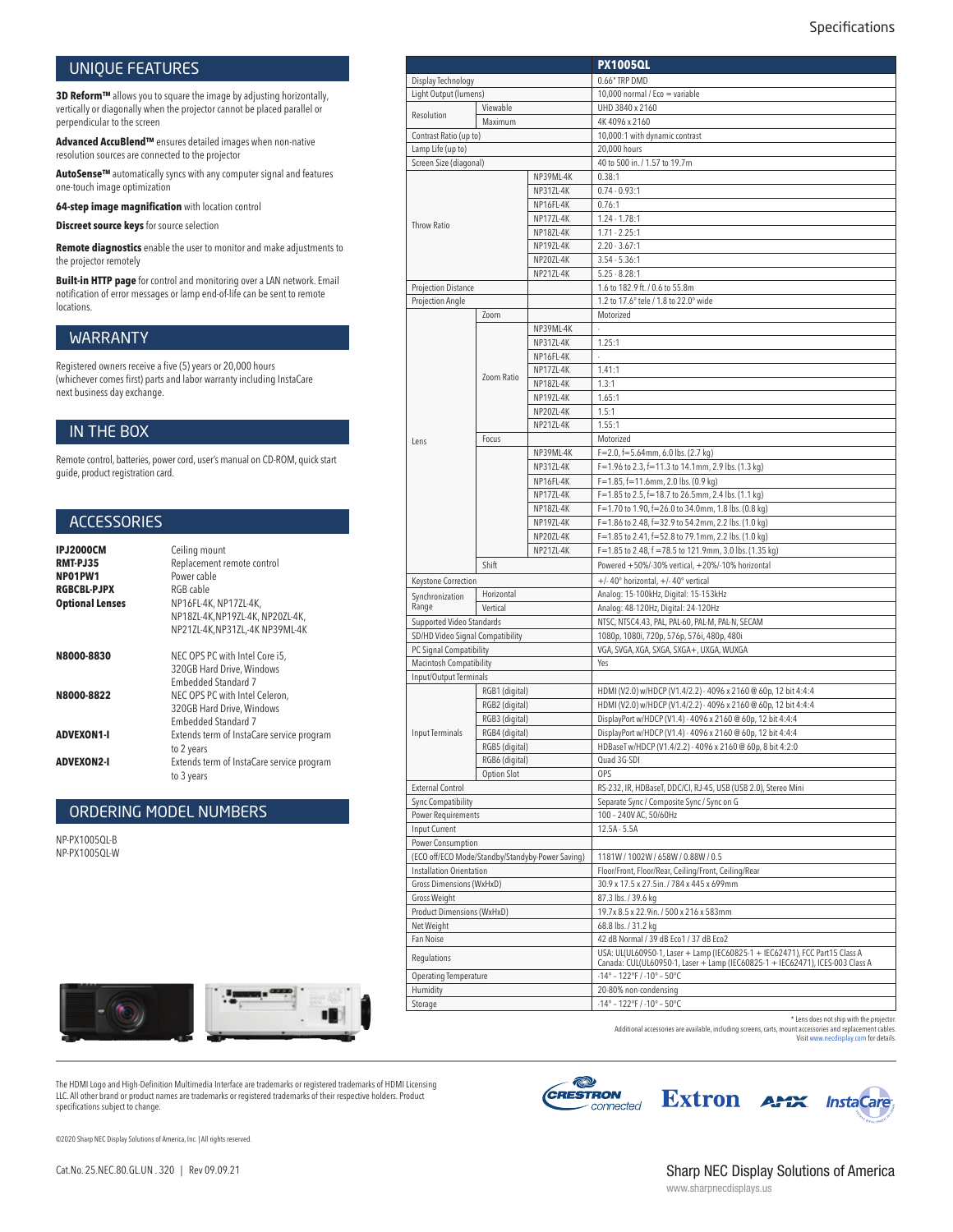## UNIQUE FEATURES

**3D Reform™** allows you to square the image by adjusting horizontally, vertically or diagonally when the projector cannot be placed parallel or perpendicular to the screen

**Advanced AccuBlend™** ensures detailed images when non-native resolution sources are connected to the projector

**AutoSense™** automatically syncs with any computer signal and features one-touch image optimization

**64-step image magnification** with location control

**Discreet source keys** for source selection

**Remote diagnostics** enable the user to monitor and make adjustments to the projector remotely

**Built-in HTTP page** for control and monitoring over a LAN network. Email notification of error messages or lamp end-of-life can be sent to remote locations.

## WARRANTY

Registered owners receive a five (5) years or 20,000 hours (whichever comes first) parts and labor warranty including InstaCare next business day exchange.

## IN THE BOX

Remote control, batteries, power cord, user's manual on CD-ROM, quick start guide, product registration card.

## ACCESSORIES

| | |
|---|---|
| **IPJ2000CM** | Ceiling mount |
| **RMT-PJ35** | Replacement remote control |
| **NP01PW1** | Power cable |
| **RGBCBL-PJPX** | RGB cable |
| **Optional Lenses** | NP16FL-4K, NP17ZL-4K, NP18ZL-4K,NP19ZL-4K, NP20ZL-4K, NP21ZL-4K,NP31ZL-4K NP39ML-4K |
| **N8000-8830** | NEC OPS PC with Intel Core i5, 320GB Hard Drive, Windows Embedded Standard 7 |
| **N8000-8822** | NEC OPS PC with Intel Celeron, 320GB Hard Drive, Windows Embedded Standard 7 |
| **ADVEXON1-I** | Extends term of InstaCare service program to 2 years |
| **ADVEXON2-I** | Extends term of InstaCare service program to 3 years |

## ORDERING MODEL NUMBERS

NP-PX1005QL-B
NP-PX1005QL-W

## Specifications

| | | | **PX1005QL** |
|---|---|---|---|
| Display Technology | | | 0.66" TRP DMD |
| Light Output (lumens) | | | 10,000 normal / Eco = variable |
| Resolution | Viewable | | UHD 3840 x 2160 |
| | Maximum | | 4K 4096 x 2160 |
| Contrast Ratio (up to) | | | 10,000:1 with dynamic contrast |
| Lamp Life (up to) | | | 20,000 hours |
| Screen Size (diagonal) | | | 40 to 500 in. / 1.57 to 19.7m |
| Throw Ratio | | NP39ML-4K | 0.38:1 |
| | | NP31ZL-4K | 0.74 - 0.93:1 |
| | | NP16FL-4K | 0.76:1 |
| | | NP17ZL-4K | 1.24 - 1.78:1 |
| | | NP18ZL-4K | 1.71 - 2.25:1 |
| | | NP19ZL-4K | 2.20 - 3.67:1 |
| | | NP20ZL-4K | 3.54 - 5.36:1 |
| | | NP21ZL-4K | 5.25 - 8.28:1 |
| Projection Distance | | | 1.6 to 182.9 ft. / 0.6 to 55.8m |
| Projection Angle | | | 1.2 to 17.6° tele / 1.8 to 22.0° wide |
| Lens | Zoom | | Motorized |
| | Zoom Ratio | NP39ML-4K | - |
| | | NP31ZL-4K | 1.25:1 |
| | | NP16FL-4K | - |
| | | NP17ZL-4K | 1.41:1 |
| | | NP18ZL-4K | 1.3:1 |
| | | NP19ZL-4K | 1.65:1 |
| | | NP20ZL-4K | 1.5:1 |
| | | NP21ZL-4K | 1.55:1 |
| | Focus | | Motorized |
| | | NP39ML-4K | F=2.0, f=5.64mm, 6.0 lbs. (2.7 kg) |
| | | NP31ZL-4K | F=1.96 to 2.3, f=11.3 to 14.1mm, 2.9 lbs. (1.3 kg) |
| | | NP16FL-4K | F=1.85, f=11.6mm, 2.0 lbs. (0.9 kg) |
| | | NP17ZL-4K | F=1.85 to 2.5, f=18.7 to 26.5mm, 2.4 lbs. (1.1 kg) |
| | | NP18ZL-4K | F=1.70 to 1.90, f=26.0 to 34.0mm, 1.8 lbs. (0.8 kg) |
| | | NP19ZL-4K | F=1.86 to 2.48, f=32.9 to 54.2mm, 2.2 lbs. (1.0 kg) |
| | | NP20ZL-4K | F=1.85 to 2.41, f=52.8 to 79.1mm, 2.2 lbs. (1.0 kg) |
| | | NP21ZL-4K | F=1.85 to 2.48, f =78.5 to 121.9mm, 3.0 lbs. (1.35 kg) |
| | Shift | | Powered +50%/-30% vertical, +20%/-10% horizontal |
| Keystone Correction | | | +/- 40° horizontal, +/- 40° vertical |
| Synchronization Range | Horizontal | | Analog: 15-100kHz, Digital: 15-153kHz |
| | Vertical | | Analog: 48-120Hz, Digital: 24-120Hz |
| Supported Video Standards | | | NTSC, NTSC4.43, PAL, PAL-60, PAL-M, PAL-N, SECAM |
| SD/HD Video Signal Compatibility | | | 1080p, 1080i, 720p, 576p, 576i, 480p, 480i |
| PC Signal Compatibility | | | VGA, SVGA, XGA, SXGA, SXGA+, UXGA, WUXGA |
| Macintosh Compatibility | | | Yes |
| Input/Output Terminals | | | |
| Input Terminals | RGB1 (digital) | | HDMI (V2.0) w/HDCP (V1.4/2.2) · 4096 x 2160 @ 60p, 12 bit 4:4:4 |
| | RGB2 (digital) | | HDMI (V2.0) w/HDCP (V1.4/2.2) · 4096 x 2160 @ 60p, 12 bit 4:4:4 |
| | RGB3 (digital) | | DisplayPort w/HDCP (V1.4) · 4096 x 2160 @ 60p, 12 bit 4:4:4 |
| | RGB4 (digital) | | DisplayPort w/HDCP (V1.4) · 4096 x 2160 @ 60p, 12 bit 4:4:4 |
| | RGB5 (digital) | | HDBaseT w/HDCP (V1.4/2.2) · 4096 x 2160 @ 60p, 8 bit 4:2:0 |
| | RGB6 (digital) | | Quad 3G-SDI |
| | Option Slot | | OPS |
| External Control | | | RS-232, IR, HDBaseT, DDC/CI, RJ-45, USB (USB 2.0), Stereo Mini |
| Sync Compatibility | | | Separate Sync / Composite Sync / Sync on G |
| Power Requirements | | | 100 – 240V AC, 50/60Hz |
| Input Current | | | 12.5A - 5.5A |
| Power Consumption (ECO off/ECO Mode/Standby/Standyby-Power Saving) | | | 1181W / 1002W / 658W / 0.88W / 0.5 |
| Installation Orientation | | | Floor/Front, Floor/Rear, Ceiling/Front, Ceiling/Rear |
| Gross Dimensions (WxHxD) | | | 30.9 x 17.5 x 27.5in. / 784 x 445 x 699mm |
| Gross Weight | | | 87.3 lbs. / 39.6 kg |
| Product Dimensions (WxHxD) | | | 19.7x 8.5 x 22.9in. / 500 x 216 x 583mm |
| Net Weight | | | 68.8 lbs. / 31.2 kg |
| Fan Noise | | | 42 dB Normal / 39 dB Eco1 / 37 dB Eco2 |
| Regulations | | | USA: UL(UL60950-1, Laser + Lamp (IEC60825-1 + IEC62471), FCC Part15 Class A Canada: CUL(UL60950-1, Laser + Lamp (IEC60825-1 + IEC62471), ICES-003 Class A |
| Operating Temperature | | | -14° – 122°F / -10° – 50°C |
| Humidity | | | 20-80% non-condensing |
| Storage | | | -14° – 122°F / -10° – 50°C |

\* Lens does not ship with the projector.
Additional accessories are available, including screens, carts, mount accessories and replacement cables. Visit www.necdisplay.com for details.

The HDMI Logo and High-Definition Multimedia Interface are trademarks or registered trademarks of HDMI Licensing LLC. All other brand or product names are trademarks or registered trademarks of their respective holders. Product specifications subject to change.

©2020 Sharp NEC Display Solutions of America, Inc. | All rights reserved.

Cat.No. 25.NEC.80.GL.UN . 320 | Rev 09.09.21

Sharp NEC Display Solutions of America
www.sharpnecdisplays.us